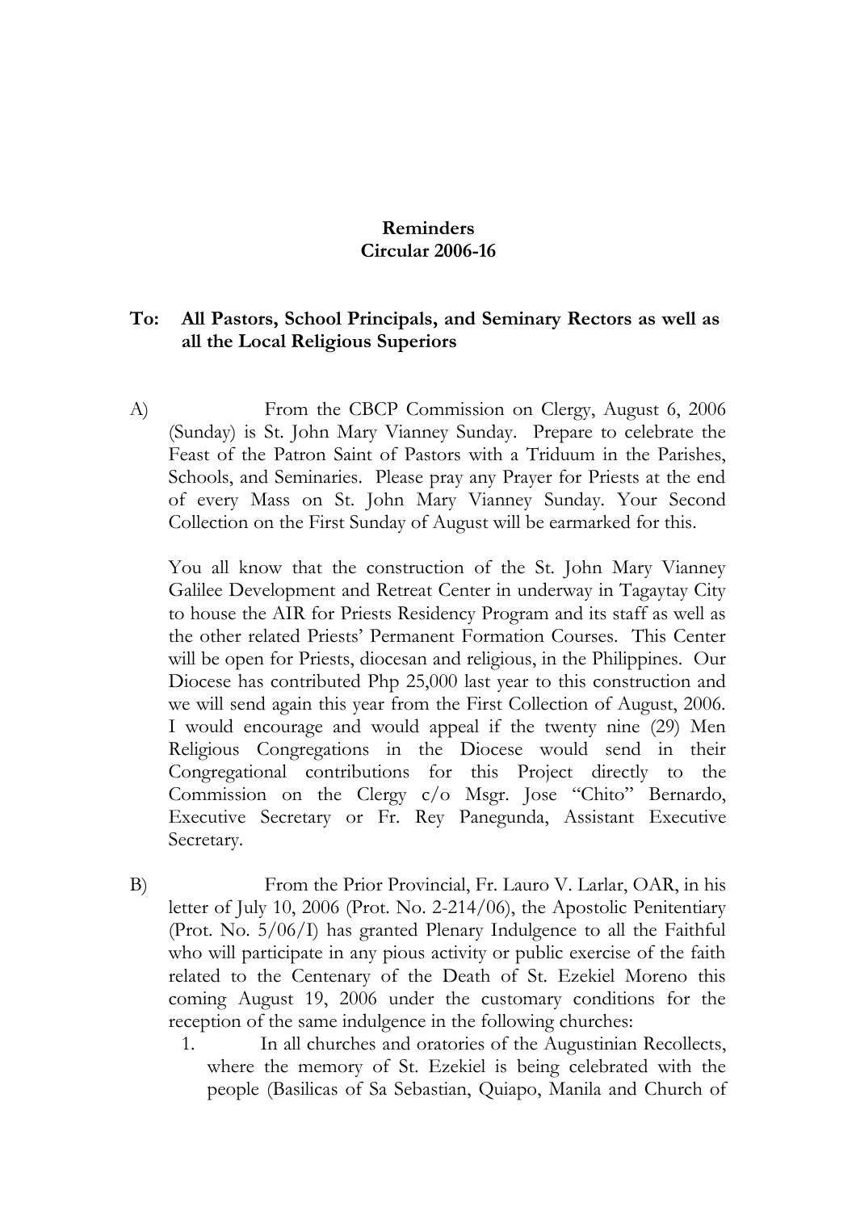**Reminders**
**Circular 2006-16**

**To: All Pastors, School Principals, and Seminary Rectors as well as all the Local Religious Superiors**

A) From the CBCP Commission on Clergy, August 6, 2006 (Sunday) is St. John Mary Vianney Sunday. Prepare to celebrate the Feast of the Patron Saint of Pastors with a Triduum in the Parishes, Schools, and Seminaries. Please pray any Prayer for Priests at the end of every Mass on St. John Mary Vianney Sunday. Your Second Collection on the First Sunday of August will be earmarked for this.

You all know that the construction of the St. John Mary Vianney Galilee Development and Retreat Center in underway in Tagaytay City to house the AIR for Priests Residency Program and its staff as well as the other related Priests' Permanent Formation Courses. This Center will be open for Priests, diocesan and religious, in the Philippines. Our Diocese has contributed Php 25,000 last year to this construction and we will send again this year from the First Collection of August, 2006. I would encourage and would appeal if the twenty nine (29) Men Religious Congregations in the Diocese would send in their Congregational contributions for this Project directly to the Commission on the Clergy c/o Msgr. Jose "Chito" Bernardo, Executive Secretary or Fr. Rey Panegunda, Assistant Executive Secretary.

B) From the Prior Provincial, Fr. Lauro V. Larlar, OAR, in his letter of July 10, 2006 (Prot. No. 2-214/06), the Apostolic Penitentiary (Prot. No. 5/06/I) has granted Plenary Indulgence to all the Faithful who will participate in any pious activity or public exercise of the faith related to the Centenary of the Death of St. Ezekiel Moreno this coming August 19, 2006 under the customary conditions for the reception of the same indulgence in the following churches:

1. In all churches and oratories of the Augustinian Recollects, where the memory of St. Ezekiel is being celebrated with the people (Basilicas of Sa Sebastian, Quiapo, Manila and Church of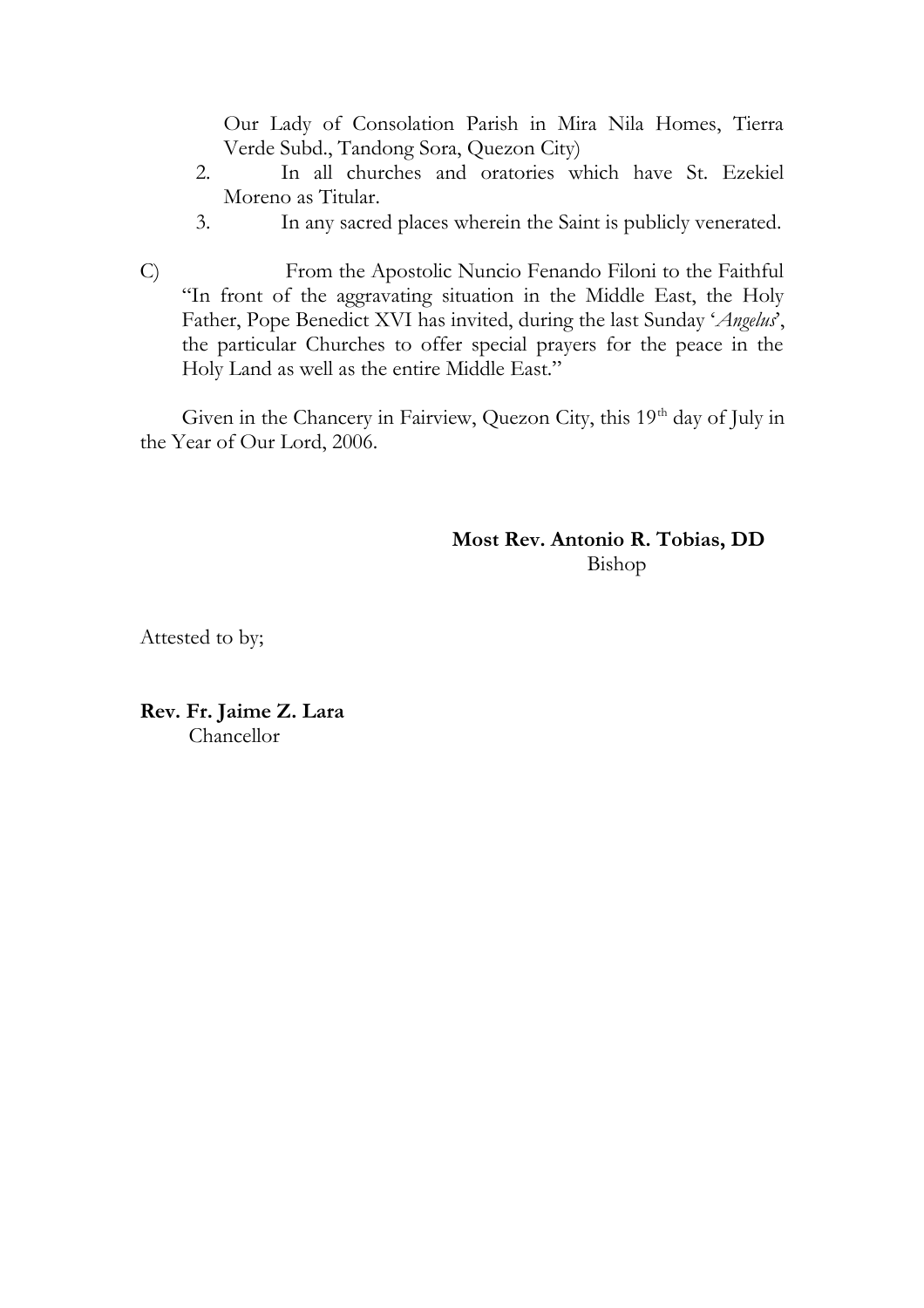Our Lady of Consolation Parish in Mira Nila Homes, Tierra Verde Subd., Tandong Sora, Quezon City)

2. In all churches and oratories which have St. Ezekiel Moreno as Titular.
3. In any sacred places wherein the Saint is publicly venerated.

C) From the Apostolic Nuncio Fenando Filoni to the Faithful "In front of the aggravating situation in the Middle East, the Holy Father, Pope Benedict XVI has invited, during the last Sunday '*Angelus*', the particular Churches to offer special prayers for the peace in the Holy Land as well as the entire Middle East."

Given in the Chancery in Fairview, Quezon City, this 19th day of July in the Year of Our Lord, 2006.

**Most Rev. Antonio R. Tobias, DD**
Bishop

Attested to by;

**Rev. Fr. Jaime Z. Lara**
Chancellor